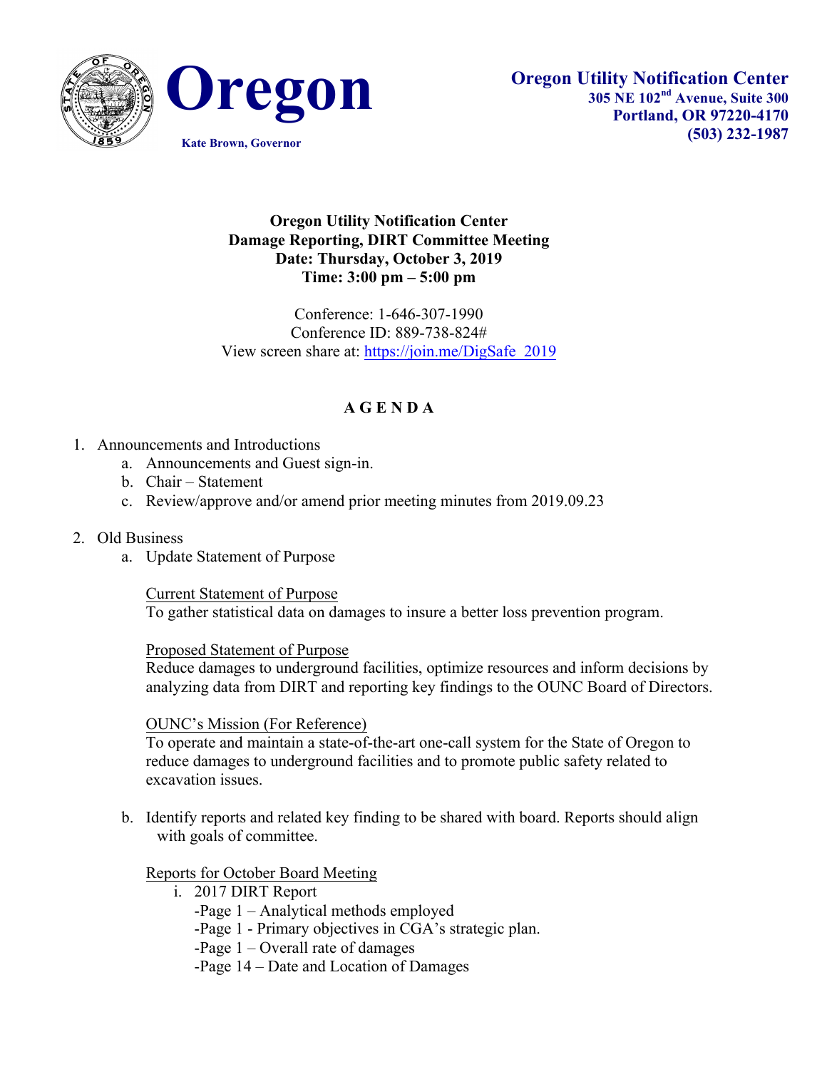**Oregon**

Kate Brown, Governor

**Oregon Utility Notification Center**
**305 NE 102nd Avenue, Suite 300**
**Portland, OR 97220-4170**
**(503) 232-1987**

**Oregon Utility Notification Center**
**Damage Reporting, DIRT Committee Meeting**
**Date: Thursday, October 3, 2019**
**Time: 3:00 pm – 5:00 pm**

Conference: 1-646-307-1990
Conference ID: 889-738-824#
View screen share at: [https://join.me/DigSafe_2019](https://join.me/DigSafe_2019)

## A G E N D A

1. Announcements and Introductions
   a. Announcements and Guest sign-in.
   b. Chair – Statement
   c. Review/approve and/or amend prior meeting minutes from 2019.09.23

2. Old Business
   a. Update Statement of Purpose

      Current Statement of Purpose
      To gather statistical data on damages to insure a better loss prevention program.

      Proposed Statement of Purpose
      Reduce damages to underground facilities, optimize resources and inform decisions by analyzing data from DIRT and reporting key findings to the OUNC Board of Directors.

      OUNC's Mission (For Reference)
      To operate and maintain a state-of-the-art one-call system for the State of Oregon to reduce damages to underground facilities and to promote public safety related to excavation issues.

   b. Identify reports and related key finding to be shared with board. Reports should align with goals of committee.

      Reports for October Board Meeting
      i. 2017 DIRT Report
         -Page 1 – Analytical methods employed
         -Page 1 - Primary objectives in CGA's strategic plan.
         -Page 1 – Overall rate of damages
         -Page 14 – Date and Location of Damages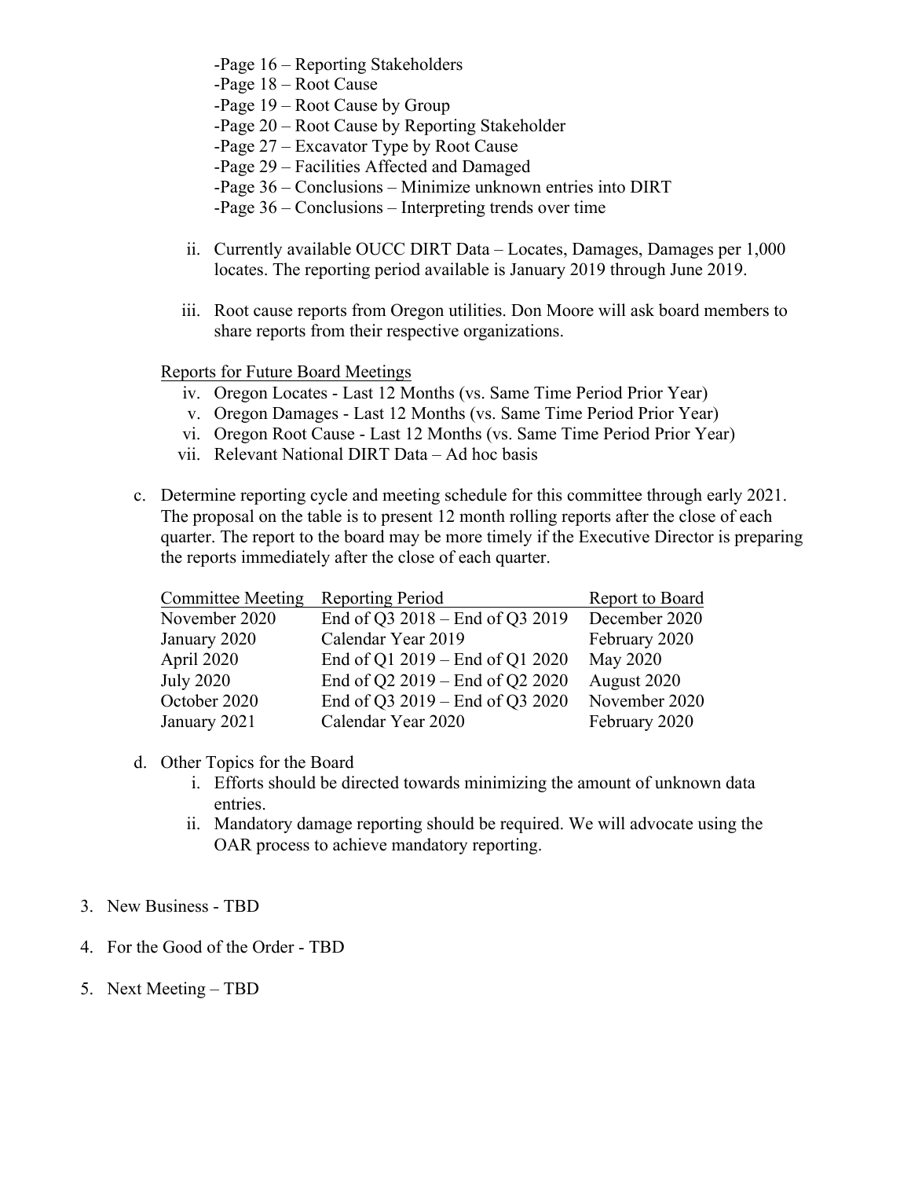-Page 16 – Reporting Stakeholders
-Page 18 – Root Cause
-Page 19 – Root Cause by Group
-Page 20 – Root Cause by Reporting Stakeholder
-Page 27 – Excavator Type by Root Cause
-Page 29 – Facilities Affected and Damaged
-Page 36 – Conclusions – Minimize unknown entries into DIRT
-Page 36 – Conclusions – Interpreting trends over time

ii. Currently available OUCC DIRT Data – Locates, Damages, Damages per 1,000 locates. The reporting period available is January 2019 through June 2019.

iii. Root cause reports from Oregon utilities. Don Moore will ask board members to share reports from their respective organizations.

Reports for Future Board Meetings

iv. Oregon Locates - Last 12 Months (vs. Same Time Period Prior Year)
v. Oregon Damages - Last 12 Months (vs. Same Time Period Prior Year)
vi. Oregon Root Cause - Last 12 Months (vs. Same Time Period Prior Year)
vii. Relevant National DIRT Data – Ad hoc basis

c. Determine reporting cycle and meeting schedule for this committee through early 2021. The proposal on the table is to present 12 month rolling reports after the close of each quarter. The report to the board may be more timely if the Executive Director is preparing the reports immediately after the close of each quarter.

| Committee Meeting | Reporting Period | Report to Board |
|---|---|---|
| November 2020 | End of Q3 2018 – End of Q3 2019 | December 2020 |
| January 2020 | Calendar Year 2019 | February 2020 |
| April 2020 | End of Q1 2019 – End of Q1 2020 | May 2020 |
| July 2020 | End of Q2 2019 – End of Q2 2020 | August 2020 |
| October 2020 | End of Q3 2019 – End of Q3 2020 | November 2020 |
| January 2021 | Calendar Year 2020 | February 2020 |

d. Other Topics for the Board
   i. Efforts should be directed towards minimizing the amount of unknown data entries.
   ii. Mandatory damage reporting should be required. We will advocate using the OAR process to achieve mandatory reporting.

3. New Business - TBD

4. For the Good of the Order - TBD

5. Next Meeting – TBD